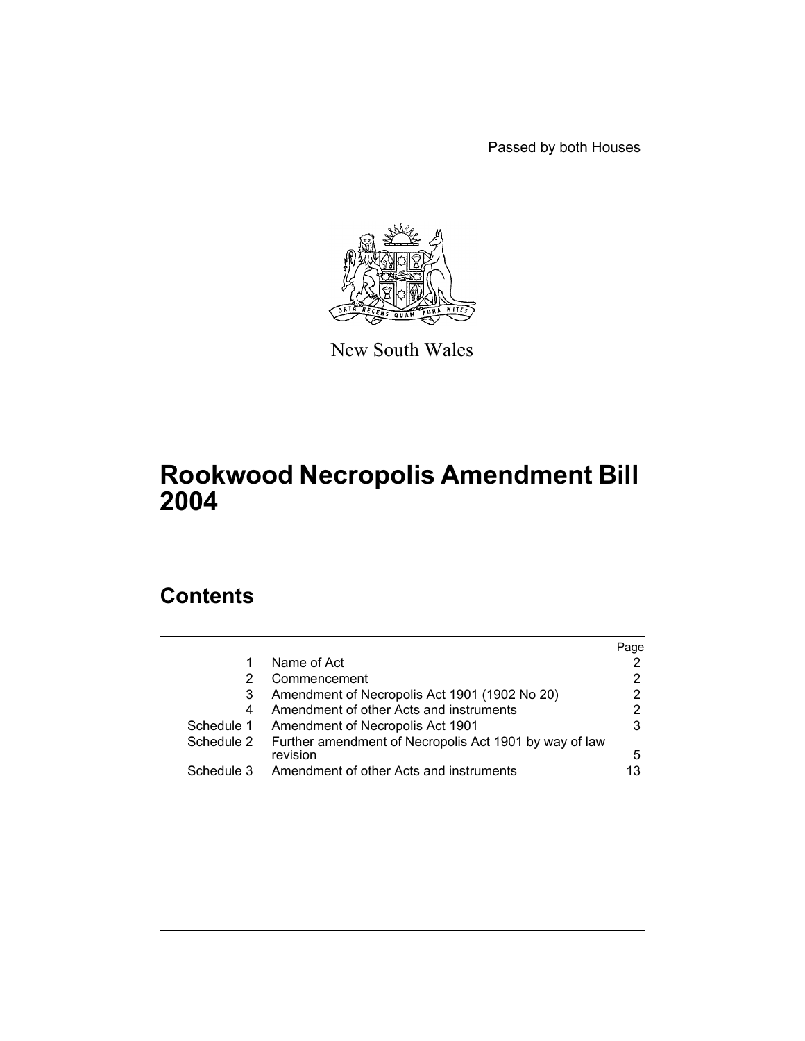Passed by both Houses

New South Wales

# Rookwood Necropolis Amendment Bill 2004

## Contents

| | | Page |
|---|---|---|
| 1 | Name of Act | 2 |
| 2 | Commencement | 2 |
| 3 | Amendment of Necropolis Act 1901 (1902 No 20) | 2 |
| 4 | Amendment of other Acts and instruments | 2 |
| Schedule 1 | Amendment of Necropolis Act 1901 | 3 |
| Schedule 2 | Further amendment of Necropolis Act 1901 by way of law revision | 5 |
| Schedule 3 | Amendment of other Acts and instruments | 13 |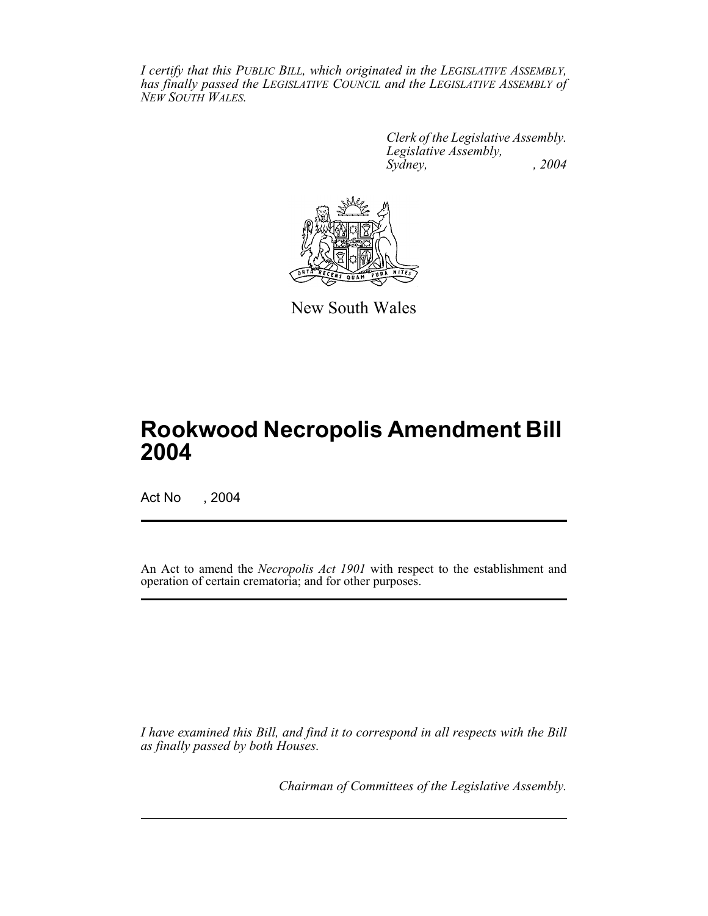*I certify that this PUBLIC BILL, which originated in the LEGISLATIVE ASSEMBLY, has finally passed the LEGISLATIVE COUNCIL and the LEGISLATIVE ASSEMBLY of NEW SOUTH WALES.*

*Clerk of the Legislative Assembly.*
*Legislative Assembly,*
*Sydney, , 2004*

New South Wales

# Rookwood Necropolis Amendment Bill 2004

Act No , 2004

An Act to amend the *Necropolis Act 1901* with respect to the establishment and operation of certain crematoria; and for other purposes.

*I have examined this Bill, and find it to correspond in all respects with the Bill as finally passed by both Houses.*

*Chairman of Committees of the Legislative Assembly.*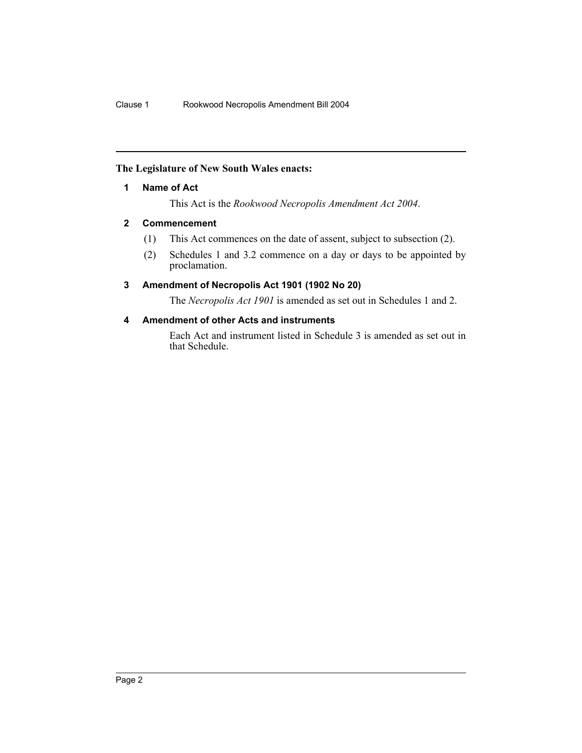**The Legislature of New South Wales enacts:**

### 1 Name of Act

This Act is the *Rookwood Necropolis Amendment Act 2004*.

### 2 Commencement

(1) This Act commences on the date of assent, subject to subsection (2).

(2) Schedules 1 and 3.2 commence on a day or days to be appointed by proclamation.

### 3 Amendment of Necropolis Act 1901 (1902 No 20)

The *Necropolis Act 1901* is amended as set out in Schedules 1 and 2.

### 4 Amendment of other Acts and instruments

Each Act and instrument listed in Schedule 3 is amended as set out in that Schedule.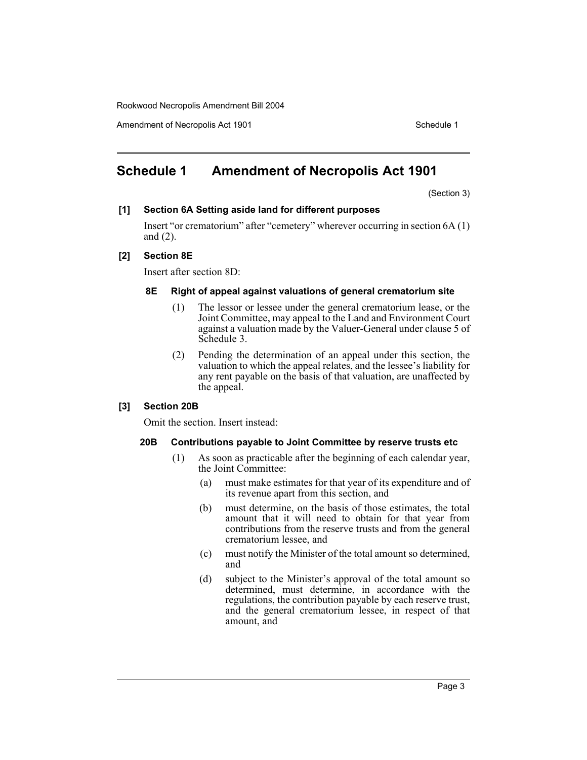# Schedule 1 Amendment of Necropolis Act 1901

(Section 3)

**[1] Section 6A Setting aside land for different purposes**

Insert "or crematorium" after "cemetery" wherever occurring in section 6A (1) and (2).

**[2] Section 8E**

Insert after section 8D:

**8E Right of appeal against valuations of general crematorium site**

(1) The lessor or lessee under the general crematorium lease, or the Joint Committee, may appeal to the Land and Environment Court against a valuation made by the Valuer-General under clause 5 of Schedule 3.

(2) Pending the determination of an appeal under this section, the valuation to which the appeal relates, and the lessee's liability for any rent payable on the basis of that valuation, are unaffected by the appeal.

**[3] Section 20B**

Omit the section. Insert instead:

**20B Contributions payable to Joint Committee by reserve trusts etc**

(1) As soon as practicable after the beginning of each calendar year, the Joint Committee:

(a) must make estimates for that year of its expenditure and of its revenue apart from this section, and

(b) must determine, on the basis of those estimates, the total amount that it will need to obtain for that year from contributions from the reserve trusts and from the general crematorium lessee, and

(c) must notify the Minister of the total amount so determined, and

(d) subject to the Minister's approval of the total amount so determined, must determine, in accordance with the regulations, the contribution payable by each reserve trust, and the general crematorium lessee, in respect of that amount, and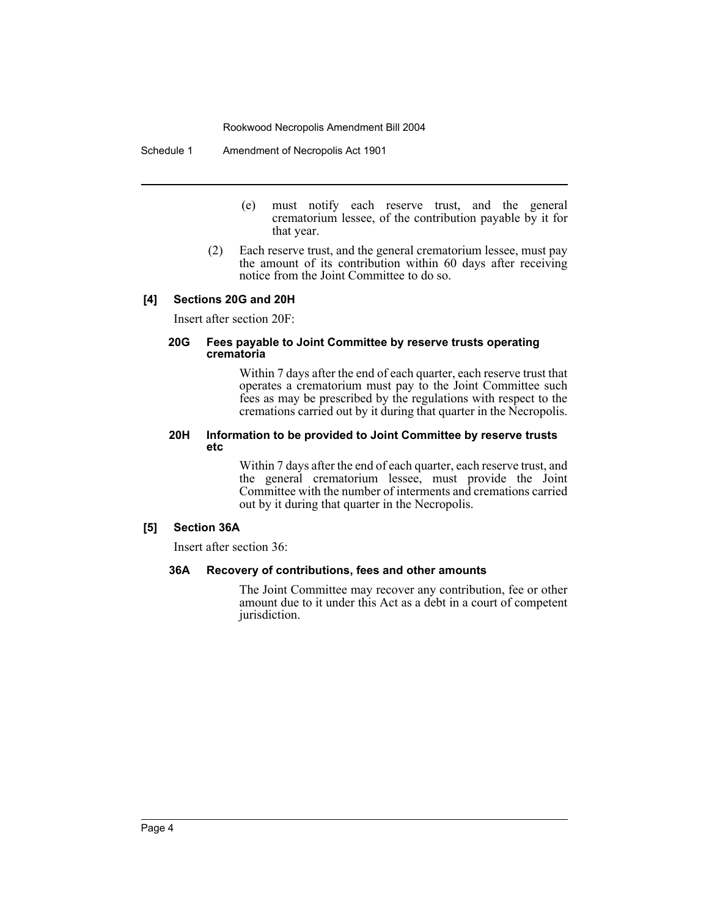(e) must notify each reserve trust, and the general crematorium lessee, of the contribution payable by it for that year.

(2) Each reserve trust, and the general crematorium lessee, must pay the amount of its contribution within 60 days after receiving notice from the Joint Committee to do so.

### [4] Sections 20G and 20H

Insert after section 20F:

#### 20G Fees payable to Joint Committee by reserve trusts operating crematoria

Within 7 days after the end of each quarter, each reserve trust that operates a crematorium must pay to the Joint Committee such fees as may be prescribed by the regulations with respect to the cremations carried out by it during that quarter in the Necropolis.

#### 20H Information to be provided to Joint Committee by reserve trusts etc

Within 7 days after the end of each quarter, each reserve trust, and the general crematorium lessee, must provide the Joint Committee with the number of interments and cremations carried out by it during that quarter in the Necropolis.

### [5] Section 36A

Insert after section 36:

#### 36A Recovery of contributions, fees and other amounts

The Joint Committee may recover any contribution, fee or other amount due to it under this Act as a debt in a court of competent jurisdiction.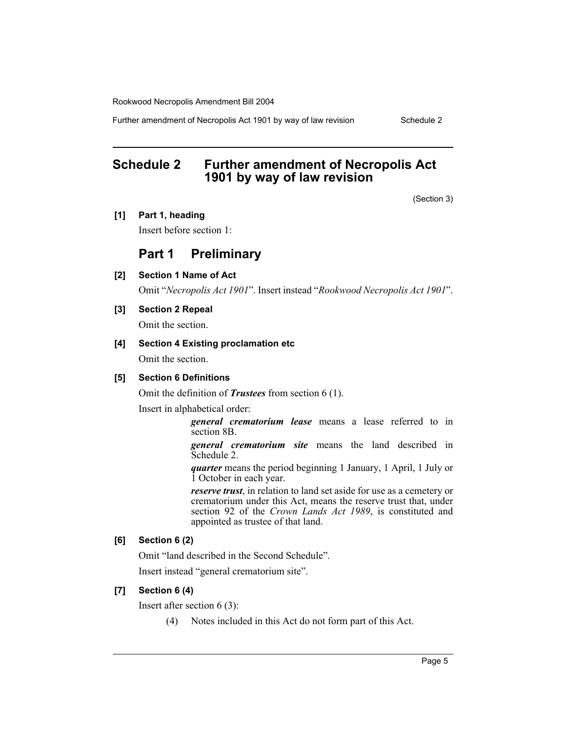# Schedule 2 Further amendment of Necropolis Act 1901 by way of law revision

(Section 3)

**[1] Part 1, heading**

Insert before section 1:

## Part 1 Preliminary

**[2] Section 1 Name of Act**

Omit "*Necropolis Act 1901*". Insert instead "*Rookwood Necropolis Act 1901*".

**[3] Section 2 Repeal**

Omit the section.

**[4] Section 4 Existing proclamation etc**

Omit the section.

**[5] Section 6 Definitions**

Omit the definition of ***Trustees*** from section 6 (1).

Insert in alphabetical order:

> ***general crematorium lease*** means a lease referred to in section 8B.
>
> ***general crematorium site*** means the land described in Schedule 2.
>
> ***quarter*** means the period beginning 1 January, 1 April, 1 July or 1 October in each year.
>
> ***reserve trust***, in relation to land set aside for use as a cemetery or crematorium under this Act, means the reserve trust that, under section 92 of the *Crown Lands Act 1989*, is constituted and appointed as trustee of that land.

**[6] Section 6 (2)**

Omit "land described in the Second Schedule".

Insert instead "general crematorium site".

**[7] Section 6 (4)**

Insert after section 6 (3):

> (4) Notes included in this Act do not form part of this Act.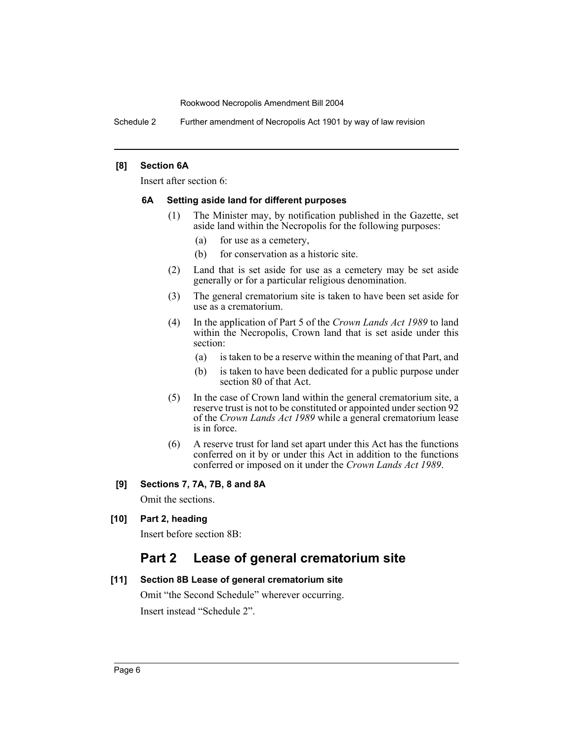**[8] Section 6A**

Insert after section 6:

**6A Setting aside land for different purposes**

(1) The Minister may, by notification published in the Gazette, set aside land within the Necropolis for the following purposes:

(a) for use as a cemetery,

(b) for conservation as a historic site.

(2) Land that is set aside for use as a cemetery may be set aside generally or for a particular religious denomination.

(3) The general crematorium site is taken to have been set aside for use as a crematorium.

(4) In the application of Part 5 of the *Crown Lands Act 1989* to land within the Necropolis, Crown land that is set aside under this section:

(a) is taken to be a reserve within the meaning of that Part, and

(b) is taken to have been dedicated for a public purpose under section 80 of that Act.

(5) In the case of Crown land within the general crematorium site, a reserve trust is not to be constituted or appointed under section 92 of the *Crown Lands Act 1989* while a general crematorium lease is in force.

(6) A reserve trust for land set apart under this Act has the functions conferred on it by or under this Act in addition to the functions conferred or imposed on it under the *Crown Lands Act 1989*.

**[9] Sections 7, 7A, 7B, 8 and 8A**

Omit the sections.

**[10] Part 2, heading**

Insert before section 8B:

## Part 2 Lease of general crematorium site

**[11] Section 8B Lease of general crematorium site**

Omit "the Second Schedule" wherever occurring.

Insert instead "Schedule 2".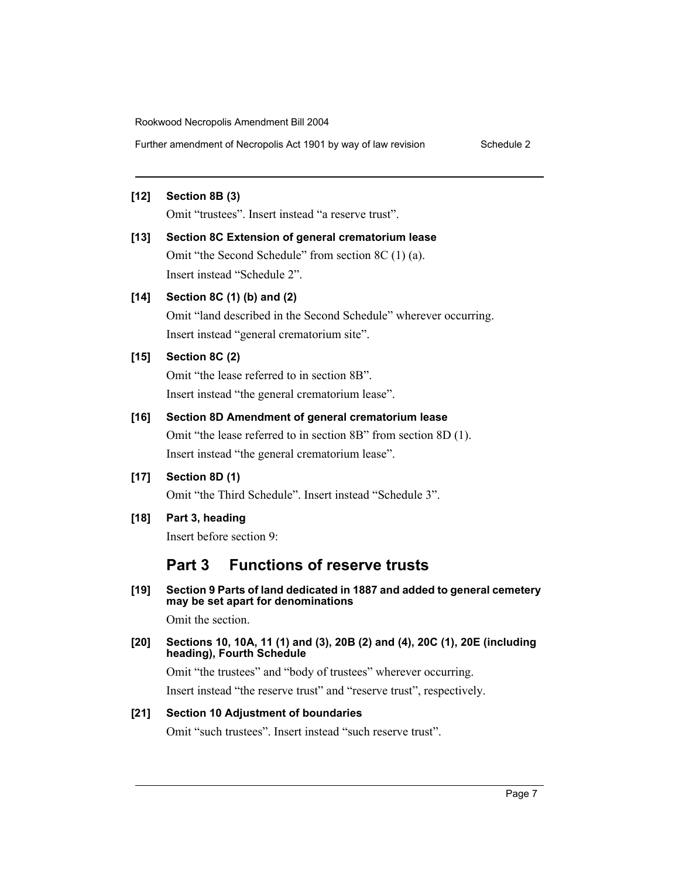**[12] Section 8B (3)**

Omit "trustees". Insert instead "a reserve trust".

**[13] Section 8C Extension of general crematorium lease**

Omit "the Second Schedule" from section 8C (1) (a).

Insert instead "Schedule 2".

**[14] Section 8C (1) (b) and (2)**

Omit "land described in the Second Schedule" wherever occurring.

Insert instead "general crematorium site".

**[15] Section 8C (2)**

Omit "the lease referred to in section 8B".

Insert instead "the general crematorium lease".

**[16] Section 8D Amendment of general crematorium lease**

Omit "the lease referred to in section 8B" from section 8D (1).

Insert instead "the general crematorium lease".

**[17] Section 8D (1)**

Omit "the Third Schedule". Insert instead "Schedule 3".

**[18] Part 3, heading**

Insert before section 9:

## Part 3 Functions of reserve trusts

**[19] Section 9 Parts of land dedicated in 1887 and added to general cemetery may be set apart for denominations**

Omit the section.

**[20] Sections 10, 10A, 11 (1) and (3), 20B (2) and (4), 20C (1), 20E (including heading), Fourth Schedule**

Omit "the trustees" and "body of trustees" wherever occurring.

Insert instead "the reserve trust" and "reserve trust", respectively.

**[21] Section 10 Adjustment of boundaries**

Omit "such trustees". Insert instead "such reserve trust".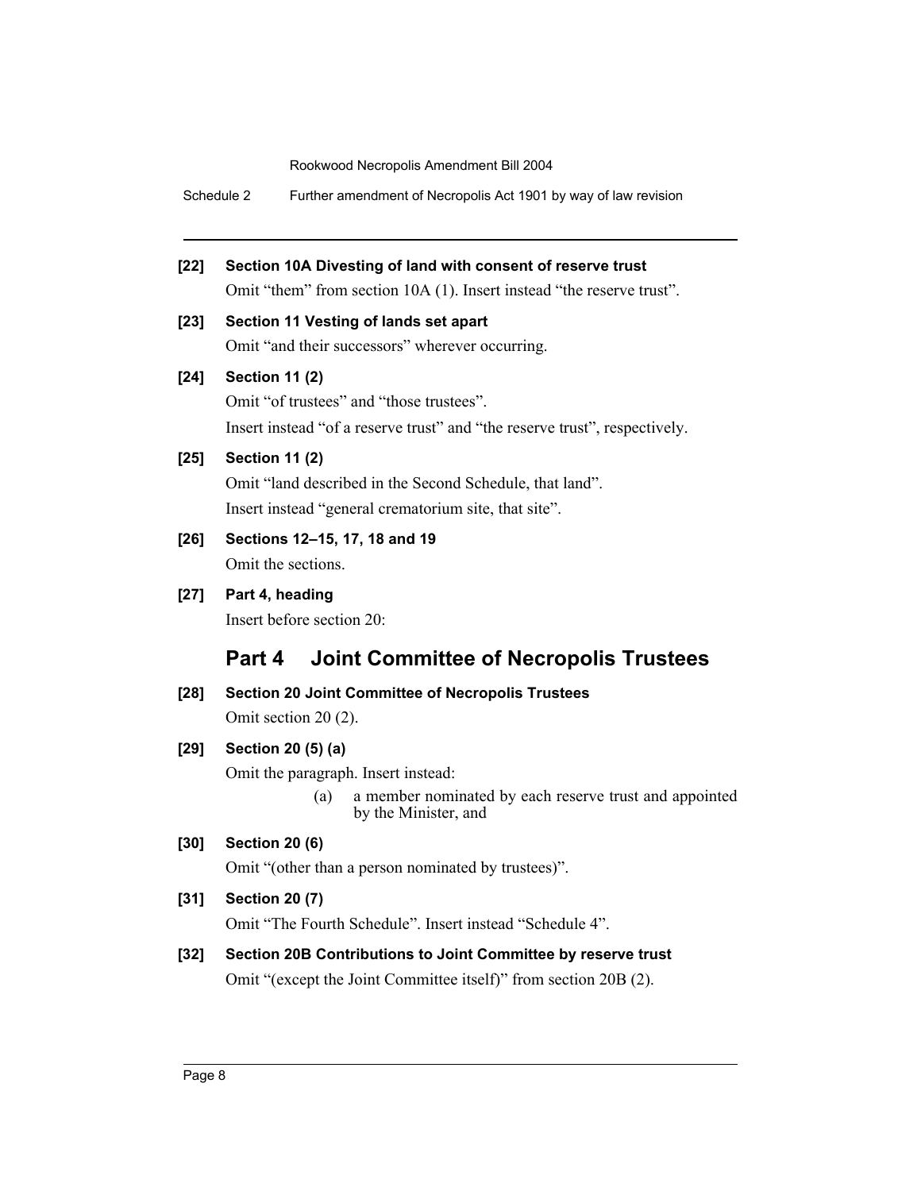**[22] Section 10A Divesting of land with consent of reserve trust**

Omit "them" from section 10A (1). Insert instead "the reserve trust".

**[23] Section 11 Vesting of lands set apart**

Omit "and their successors" wherever occurring.

**[24] Section 11 (2)**

Omit "of trustees" and "those trustees".

Insert instead "of a reserve trust" and "the reserve trust", respectively.

**[25] Section 11 (2)**

Omit "land described in the Second Schedule, that land".

Insert instead "general crematorium site, that site".

**[26] Sections 12–15, 17, 18 and 19**

Omit the sections.

**[27] Part 4, heading**

Insert before section 20:

## Part 4 Joint Committee of Necropolis Trustees

**[28] Section 20 Joint Committee of Necropolis Trustees**

Omit section 20 (2).

**[29] Section 20 (5) (a)**

Omit the paragraph. Insert instead:

(a) a member nominated by each reserve trust and appointed by the Minister, and

**[30] Section 20 (6)**

Omit "(other than a person nominated by trustees)".

**[31] Section 20 (7)**

Omit "The Fourth Schedule". Insert instead "Schedule 4".

**[32] Section 20B Contributions to Joint Committee by reserve trust**

Omit "(except the Joint Committee itself)" from section 20B (2).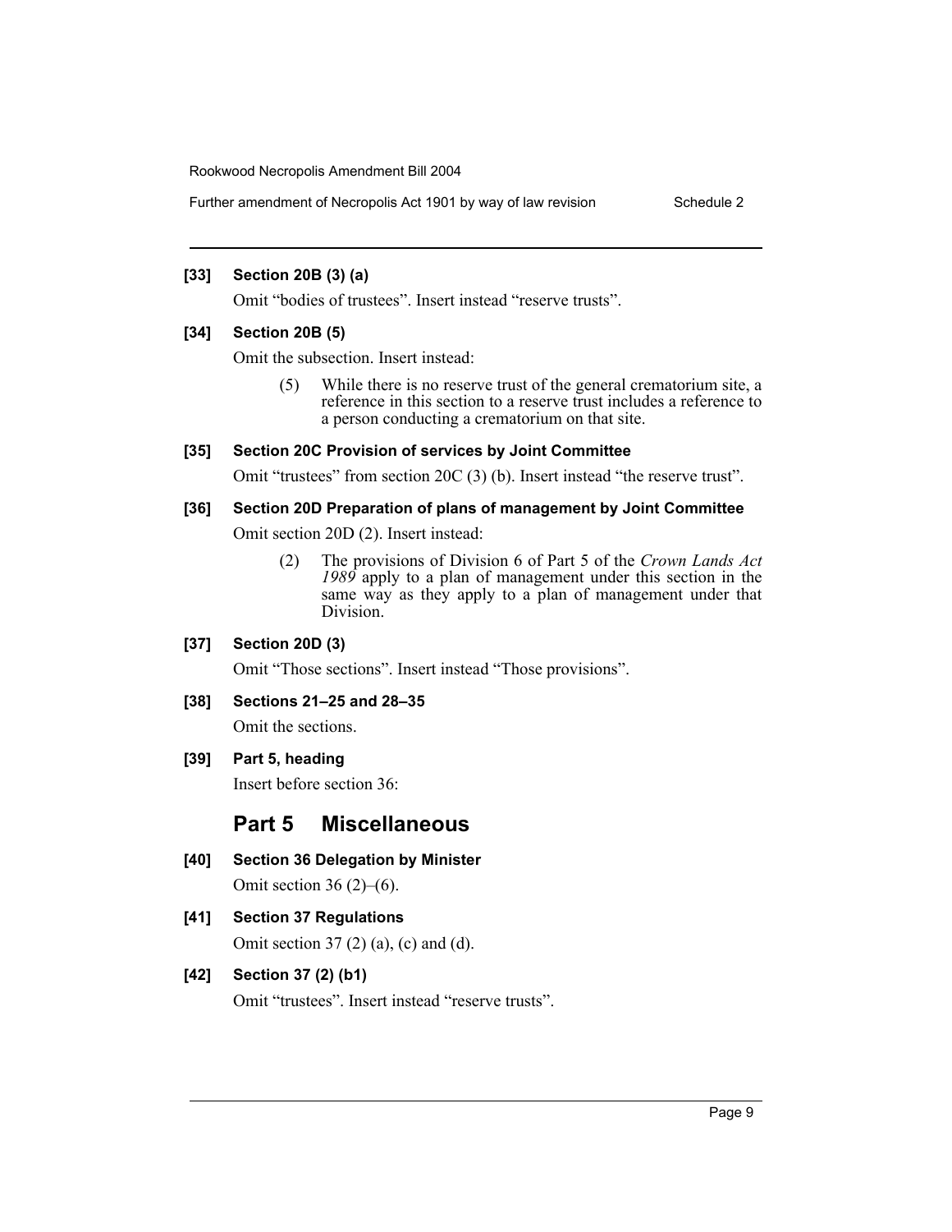**[33] Section 20B (3) (a)**

Omit "bodies of trustees". Insert instead "reserve trusts".

**[34] Section 20B (5)**

Omit the subsection. Insert instead:

> (5) While there is no reserve trust of the general crematorium site, a reference in this section to a reserve trust includes a reference to a person conducting a crematorium on that site.

**[35] Section 20C Provision of services by Joint Committee**

Omit "trustees" from section 20C (3) (b). Insert instead "the reserve trust".

**[36] Section 20D Preparation of plans of management by Joint Committee**

Omit section 20D (2). Insert instead:

> (2) The provisions of Division 6 of Part 5 of the *Crown Lands Act 1989* apply to a plan of management under this section in the same way as they apply to a plan of management under that Division.

**[37] Section 20D (3)**

Omit "Those sections". Insert instead "Those provisions".

**[38] Sections 21–25 and 28–35**

Omit the sections.

**[39] Part 5, heading**

Insert before section 36:

## Part 5 Miscellaneous

**[40] Section 36 Delegation by Minister**

Omit section 36 (2)–(6).

**[41] Section 37 Regulations**

Omit section 37 (2) (a), (c) and (d).

**[42] Section 37 (2) (b1)**

Omit "trustees". Insert instead "reserve trusts".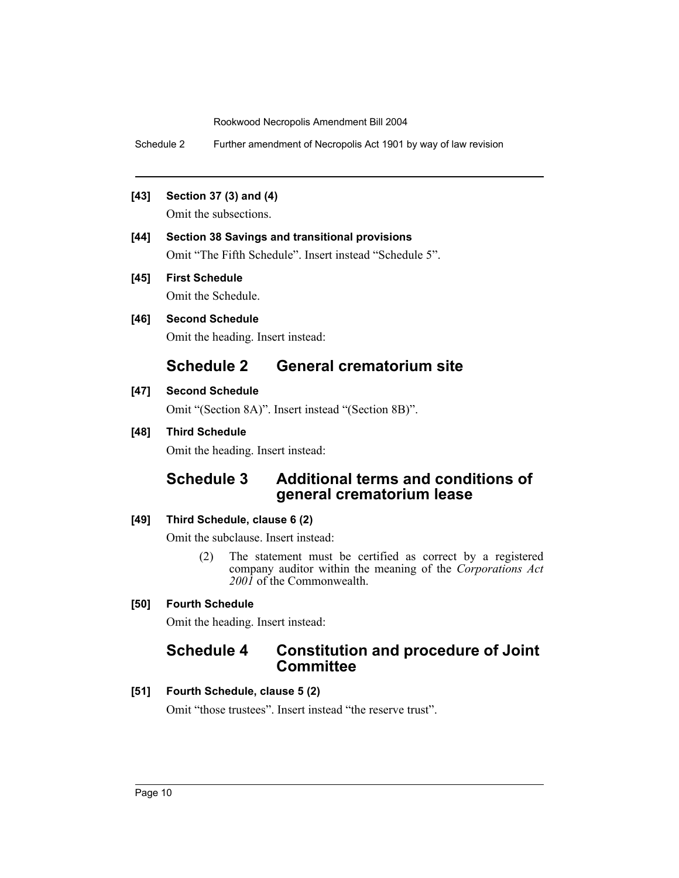**[43] Section 37 (3) and (4)**

Omit the subsections.

**[44] Section 38 Savings and transitional provisions**

Omit "The Fifth Schedule". Insert instead "Schedule 5".

**[45] First Schedule**

Omit the Schedule.

**[46] Second Schedule**

Omit the heading. Insert instead:

## Schedule 2 General crematorium site

**[47] Second Schedule**

Omit "(Section 8A)". Insert instead "(Section 8B)".

**[48] Third Schedule**

Omit the heading. Insert instead:

## Schedule 3 Additional terms and conditions of general crematorium lease

**[49] Third Schedule, clause 6 (2)**

Omit the subclause. Insert instead:

(2) The statement must be certified as correct by a registered company auditor within the meaning of the *Corporations Act 2001* of the Commonwealth.

**[50] Fourth Schedule**

Omit the heading. Insert instead:

## Schedule 4 Constitution and procedure of Joint Committee

**[51] Fourth Schedule, clause 5 (2)**

Omit "those trustees". Insert instead "the reserve trust".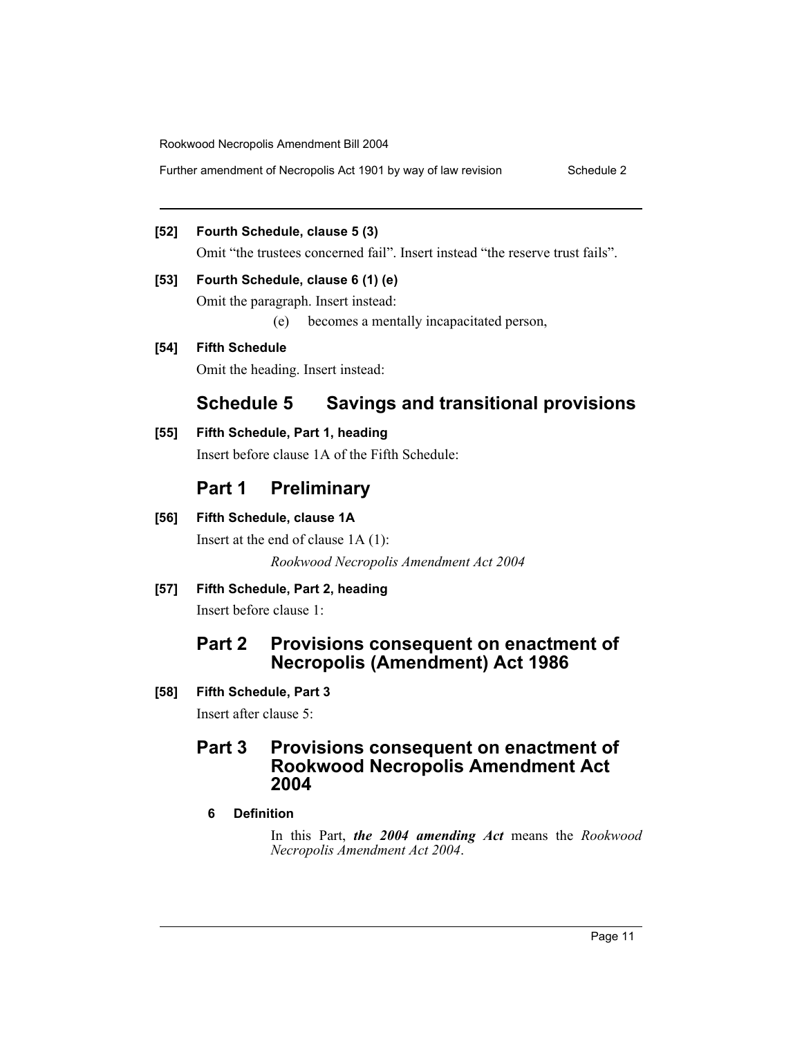**[52] Fourth Schedule, clause 5 (3)**

Omit "the trustees concerned fail". Insert instead "the reserve trust fails".

**[53] Fourth Schedule, clause 6 (1) (e)**

Omit the paragraph. Insert instead:

(e) becomes a mentally incapacitated person,

**[54] Fifth Schedule**

Omit the heading. Insert instead:

## Schedule 5 Savings and transitional provisions

**[55] Fifth Schedule, Part 1, heading**

Insert before clause 1A of the Fifth Schedule:

## Part 1 Preliminary

**[56] Fifth Schedule, clause 1A**

Insert at the end of clause 1A (1):

*Rookwood Necropolis Amendment Act 2004*

**[57] Fifth Schedule, Part 2, heading**

Insert before clause 1:

## Part 2 Provisions consequent on enactment of Necropolis (Amendment) Act 1986

**[58] Fifth Schedule, Part 3**

Insert after clause 5:

## Part 3 Provisions consequent on enactment of Rookwood Necropolis Amendment Act 2004

**6 Definition**

In this Part, ***the 2004 amending Act*** means the *Rookwood Necropolis Amendment Act 2004*.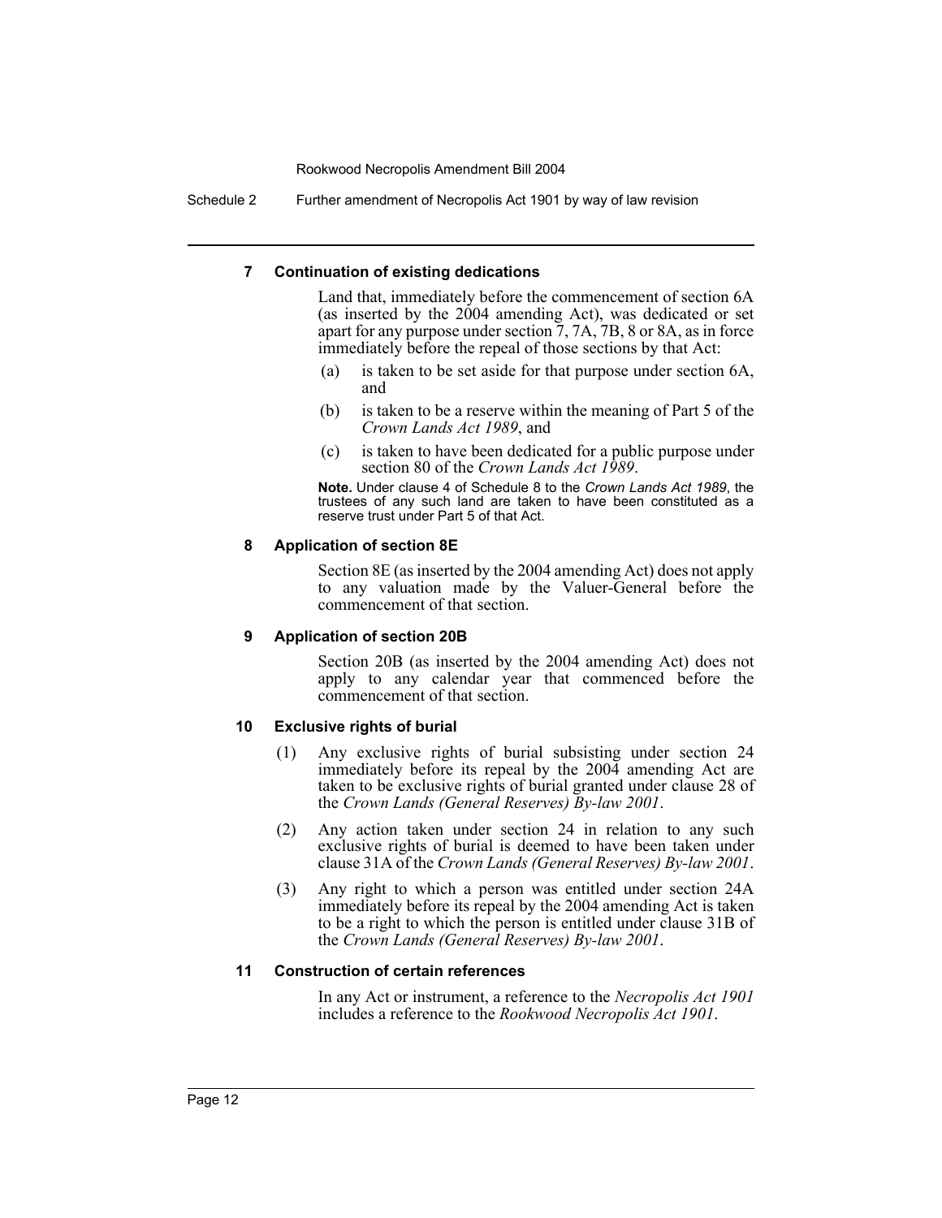**7 Continuation of existing dedications**

Land that, immediately before the commencement of section 6A (as inserted by the 2004 amending Act), was dedicated or set apart for any purpose under section 7, 7A, 7B, 8 or 8A, as in force immediately before the repeal of those sections by that Act:

(a) is taken to be set aside for that purpose under section 6A, and

(b) is taken to be a reserve within the meaning of Part 5 of the *Crown Lands Act 1989*, and

(c) is taken to have been dedicated for a public purpose under section 80 of the *Crown Lands Act 1989*.

**Note.** Under clause 4 of Schedule 8 to the *Crown Lands Act 1989*, the trustees of any such land are taken to have been constituted as a reserve trust under Part 5 of that Act.

**8 Application of section 8E**

Section 8E (as inserted by the 2004 amending Act) does not apply to any valuation made by the Valuer-General before the commencement of that section.

**9 Application of section 20B**

Section 20B (as inserted by the 2004 amending Act) does not apply to any calendar year that commenced before the commencement of that section.

**10 Exclusive rights of burial**

(1) Any exclusive rights of burial subsisting under section 24 immediately before its repeal by the 2004 amending Act are taken to be exclusive rights of burial granted under clause 28 of the *Crown Lands (General Reserves) By-law 2001*.

(2) Any action taken under section 24 in relation to any such exclusive rights of burial is deemed to have been taken under clause 31A of the *Crown Lands (General Reserves) By-law 2001*.

(3) Any right to which a person was entitled under section 24A immediately before its repeal by the 2004 amending Act is taken to be a right to which the person is entitled under clause 31B of the *Crown Lands (General Reserves) By-law 2001*.

**11 Construction of certain references**

In any Act or instrument, a reference to the *Necropolis Act 1901* includes a reference to the *Rookwood Necropolis Act 1901*.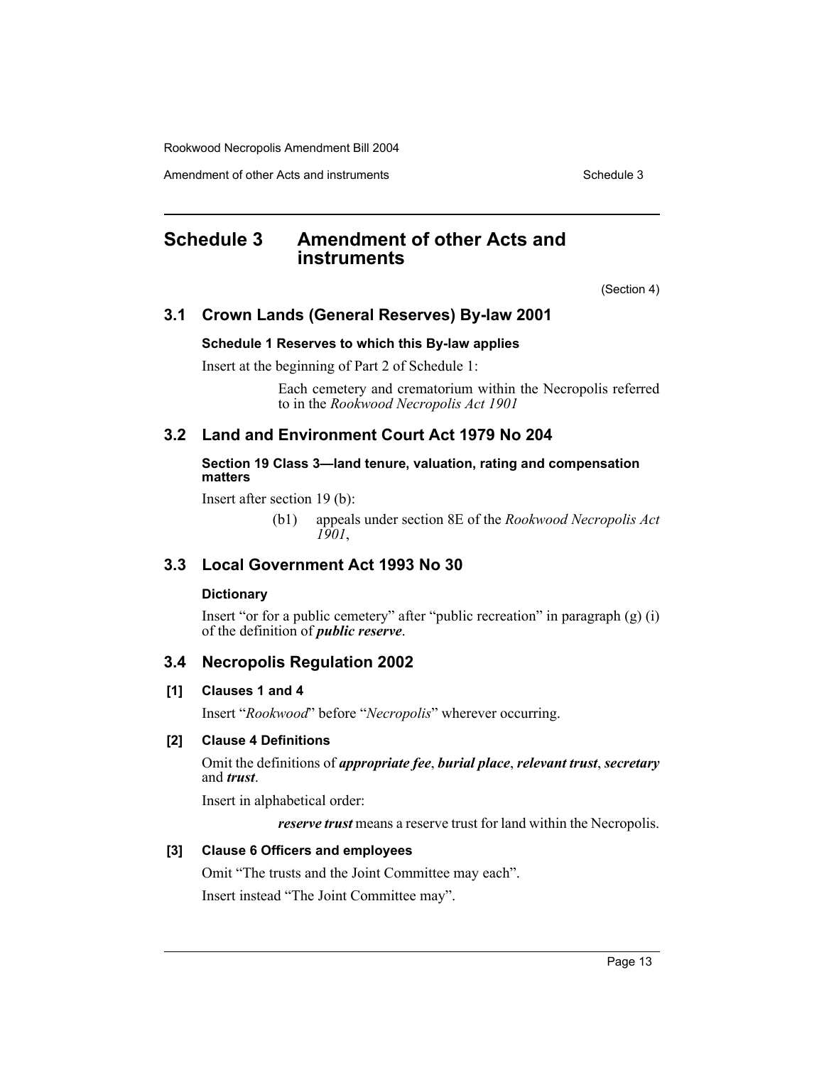# Schedule 3 Amendment of other Acts and instruments

(Section 4)

## 3.1 Crown Lands (General Reserves) By-law 2001

**Schedule 1 Reserves to which this By-law applies**

Insert at the beginning of Part 2 of Schedule 1:

> Each cemetery and crematorium within the Necropolis referred to in the *Rookwood Necropolis Act 1901*

## 3.2 Land and Environment Court Act 1979 No 204

**Section 19 Class 3—land tenure, valuation, rating and compensation matters**

Insert after section 19 (b):

> (b1) appeals under section 8E of the *Rookwood Necropolis Act 1901*,

## 3.3 Local Government Act 1993 No 30

**Dictionary**

Insert "or for a public cemetery" after "public recreation" in paragraph (g) (i) of the definition of ***public reserve***.

## 3.4 Necropolis Regulation 2002

**[1] Clauses 1 and 4**

Insert "*Rookwood*" before "*Necropolis*" wherever occurring.

**[2] Clause 4 Definitions**

Omit the definitions of ***appropriate fee***, ***burial place***, ***relevant trust***, ***secretary*** and ***trust***.

Insert in alphabetical order:

> ***reserve trust*** means a reserve trust for land within the Necropolis.

**[3] Clause 6 Officers and employees**

Omit "The trusts and the Joint Committee may each".

Insert instead "The Joint Committee may".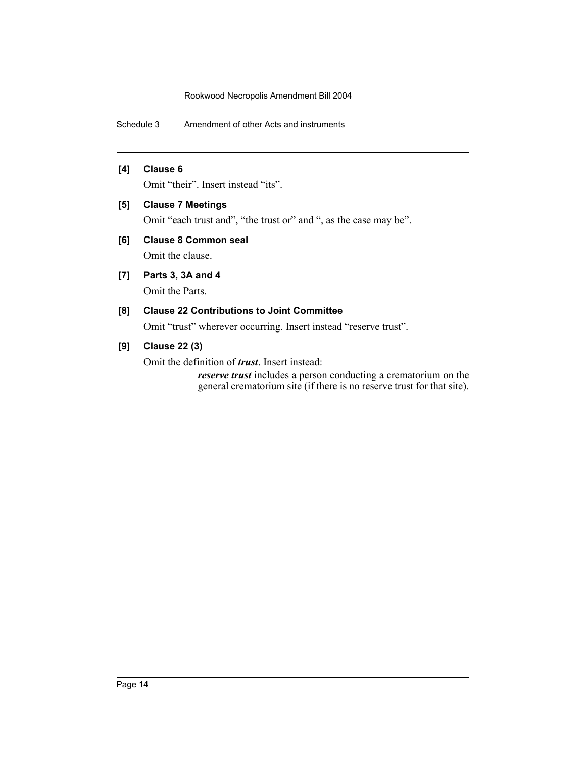**[4] Clause 6**

Omit "their". Insert instead "its".

**[5] Clause 7 Meetings**

Omit "each trust and", "the trust or" and ", as the case may be".

**[6] Clause 8 Common seal**

Omit the clause.

**[7] Parts 3, 3A and 4**

Omit the Parts.

**[8] Clause 22 Contributions to Joint Committee**

Omit "trust" wherever occurring. Insert instead "reserve trust".

**[9] Clause 22 (3)**

Omit the definition of ***trust***. Insert instead:

> ***reserve trust*** includes a person conducting a crematorium on the general crematorium site (if there is no reserve trust for that site).